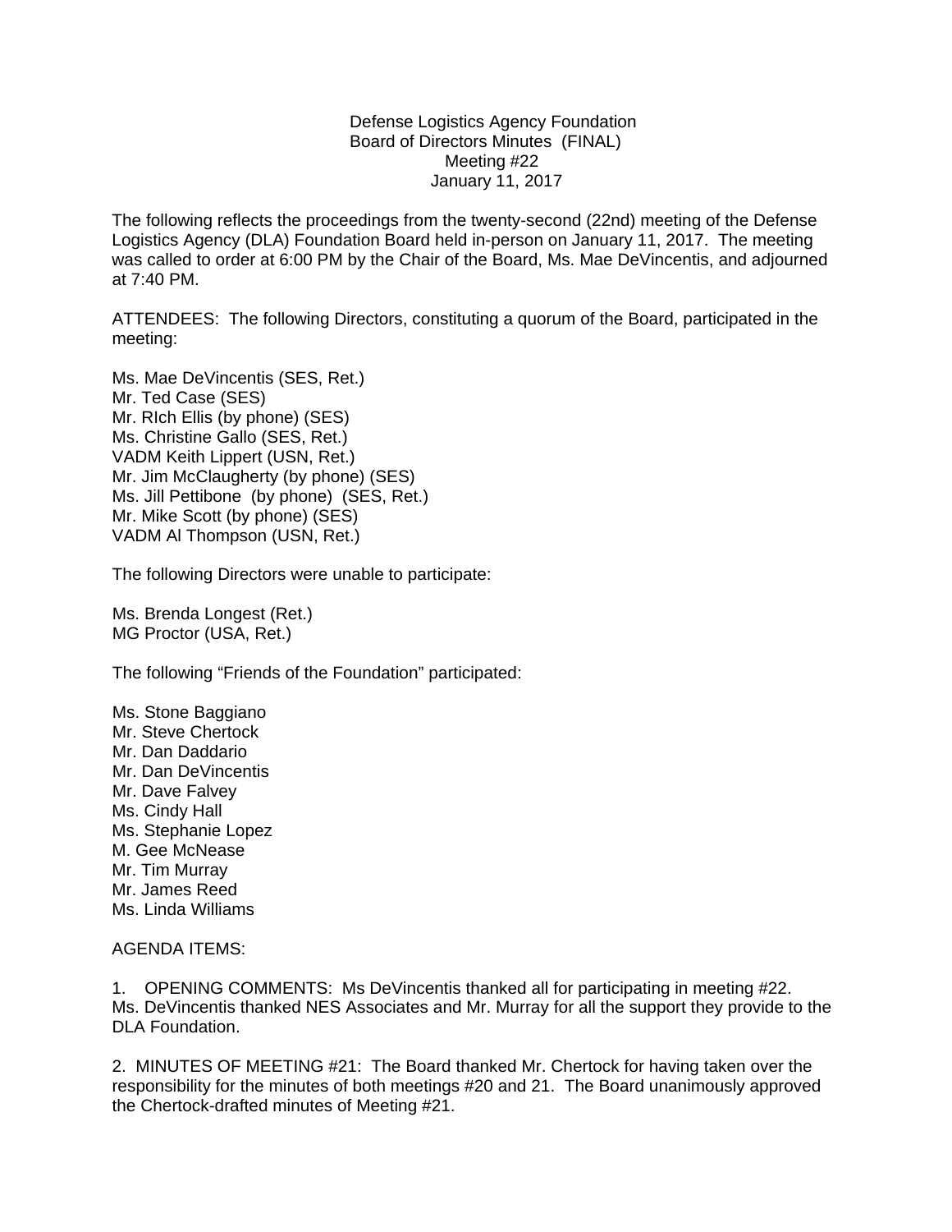Defense Logistics Agency Foundation
Board of Directors Minutes (FINAL)
Meeting #22
January 11, 2017

The following reflects the proceedings from the twenty-second (22nd) meeting of the Defense Logistics Agency (DLA) Foundation Board held in-person on January 11, 2017. The meeting was called to order at 6:00 PM by the Chair of the Board, Ms. Mae DeVincentis, and adjourned at 7:40 PM.

ATTENDEES: The following Directors, constituting a quorum of the Board, participated in the meeting:

Ms. Mae DeVincentis (SES, Ret.)
Mr. Ted Case (SES)
Mr. RIch Ellis (by phone) (SES)
Ms. Christine Gallo (SES, Ret.)
VADM Keith Lippert (USN, Ret.)
Mr. Jim McClaugherty (by phone) (SES)
Ms. Jill Pettibone (by phone) (SES, Ret.)
Mr. Mike Scott (by phone) (SES)
VADM Al Thompson (USN, Ret.)

The following Directors were unable to participate:

Ms. Brenda Longest (Ret.)
MG Proctor (USA, Ret.)

The following "Friends of the Foundation" participated:

Ms. Stone Baggiano
Mr. Steve Chertock
Mr. Dan Daddario
Mr. Dan DeVincentis
Mr. Dave Falvey
Ms. Cindy Hall
Ms. Stephanie Lopez
M. Gee McNease
Mr. Tim Murray
Mr. James Reed
Ms. Linda Williams

AGENDA ITEMS:

1. OPENING COMMENTS: Ms DeVincentis thanked all for participating in meeting #22. Ms. DeVincentis thanked NES Associates and Mr. Murray for all the support they provide to the DLA Foundation.

2. MINUTES OF MEETING #21: The Board thanked Mr. Chertock for having taken over the responsibility for the minutes of both meetings #20 and 21. The Board unanimously approved the Chertock-drafted minutes of Meeting #21.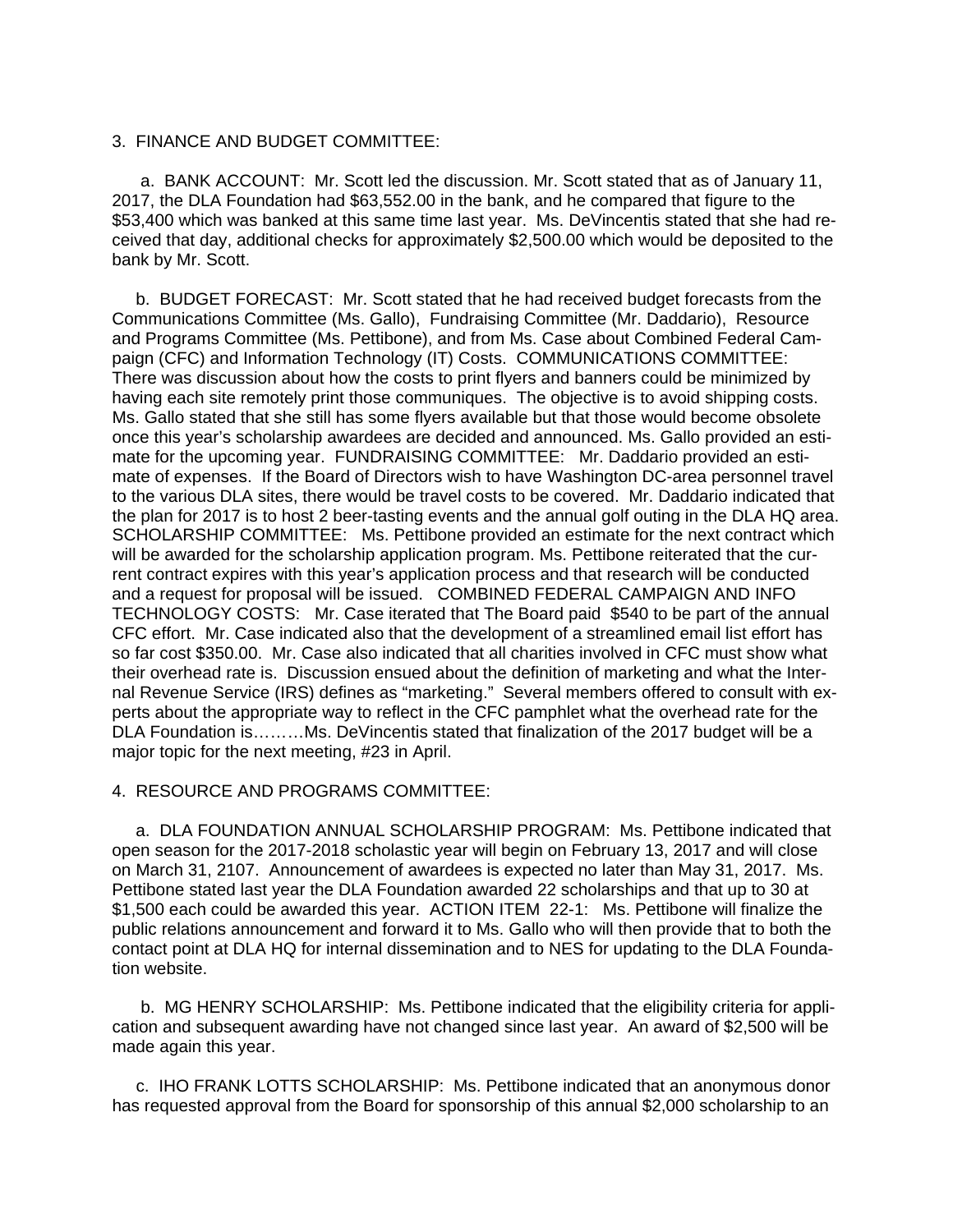3. FINANCE AND BUDGET COMMITTEE:

a. BANK ACCOUNT: Mr. Scott led the discussion. Mr. Scott stated that as of January 11, 2017, the DLA Foundation had $63,552.00 in the bank, and he compared that figure to the $53,400 which was banked at this same time last year. Ms. DeVincentis stated that she had received that day, additional checks for approximately $2,500.00 which would be deposited to the bank by Mr. Scott.

b. BUDGET FORECAST: Mr. Scott stated that he had received budget forecasts from the Communications Committee (Ms. Gallo), Fundraising Committee (Mr. Daddario), Resource and Programs Committee (Ms. Pettibone), and from Ms. Case about Combined Federal Campaign (CFC) and Information Technology (IT) Costs. COMMUNICATIONS COMMITTEE: There was discussion about how the costs to print flyers and banners could be minimized by having each site remotely print those communiques. The objective is to avoid shipping costs. Ms. Gallo stated that she still has some flyers available but that those would become obsolete once this year's scholarship awardees are decided and announced. Ms. Gallo provided an estimate for the upcoming year. FUNDRAISING COMMITTEE: Mr. Daddario provided an estimate of expenses. If the Board of Directors wish to have Washington DC-area personnel travel to the various DLA sites, there would be travel costs to be covered. Mr. Daddario indicated that the plan for 2017 is to host 2 beer-tasting events and the annual golf outing in the DLA HQ area. SCHOLARSHIP COMMITTEE: Ms. Pettibone provided an estimate for the next contract which will be awarded for the scholarship application program. Ms. Pettibone reiterated that the current contract expires with this year's application process and that research will be conducted and a request for proposal will be issued. COMBINED FEDERAL CAMPAIGN AND INFO TECHNOLOGY COSTS: Mr. Case iterated that The Board paid $540 to be part of the annual CFC effort. Mr. Case indicated also that the development of a streamlined email list effort has so far cost $350.00. Mr. Case also indicated that all charities involved in CFC must show what their overhead rate is. Discussion ensued about the definition of marketing and what the Internal Revenue Service (IRS) defines as "marketing." Several members offered to consult with experts about the appropriate way to reflect in the CFC pamphlet what the overhead rate for the DLA Foundation is………Ms. DeVincentis stated that finalization of the 2017 budget will be a major topic for the next meeting, #23 in April.

4. RESOURCE AND PROGRAMS COMMITTEE:

a. DLA FOUNDATION ANNUAL SCHOLARSHIP PROGRAM: Ms. Pettibone indicated that open season for the 2017-2018 scholastic year will begin on February 13, 2017 and will close on March 31, 2107. Announcement of awardees is expected no later than May 31, 2017. Ms. Pettibone stated last year the DLA Foundation awarded 22 scholarships and that up to 30 at $1,500 each could be awarded this year. ACTION ITEM 22-1: Ms. Pettibone will finalize the public relations announcement and forward it to Ms. Gallo who will then provide that to both the contact point at DLA HQ for internal dissemination and to NES for updating to the DLA Foundation website.

b. MG HENRY SCHOLARSHIP: Ms. Pettibone indicated that the eligibility criteria for application and subsequent awarding have not changed since last year. An award of $2,500 will be made again this year.

c. IHO FRANK LOTTS SCHOLARSHIP: Ms. Pettibone indicated that an anonymous donor has requested approval from the Board for sponsorship of this annual $2,000 scholarship to an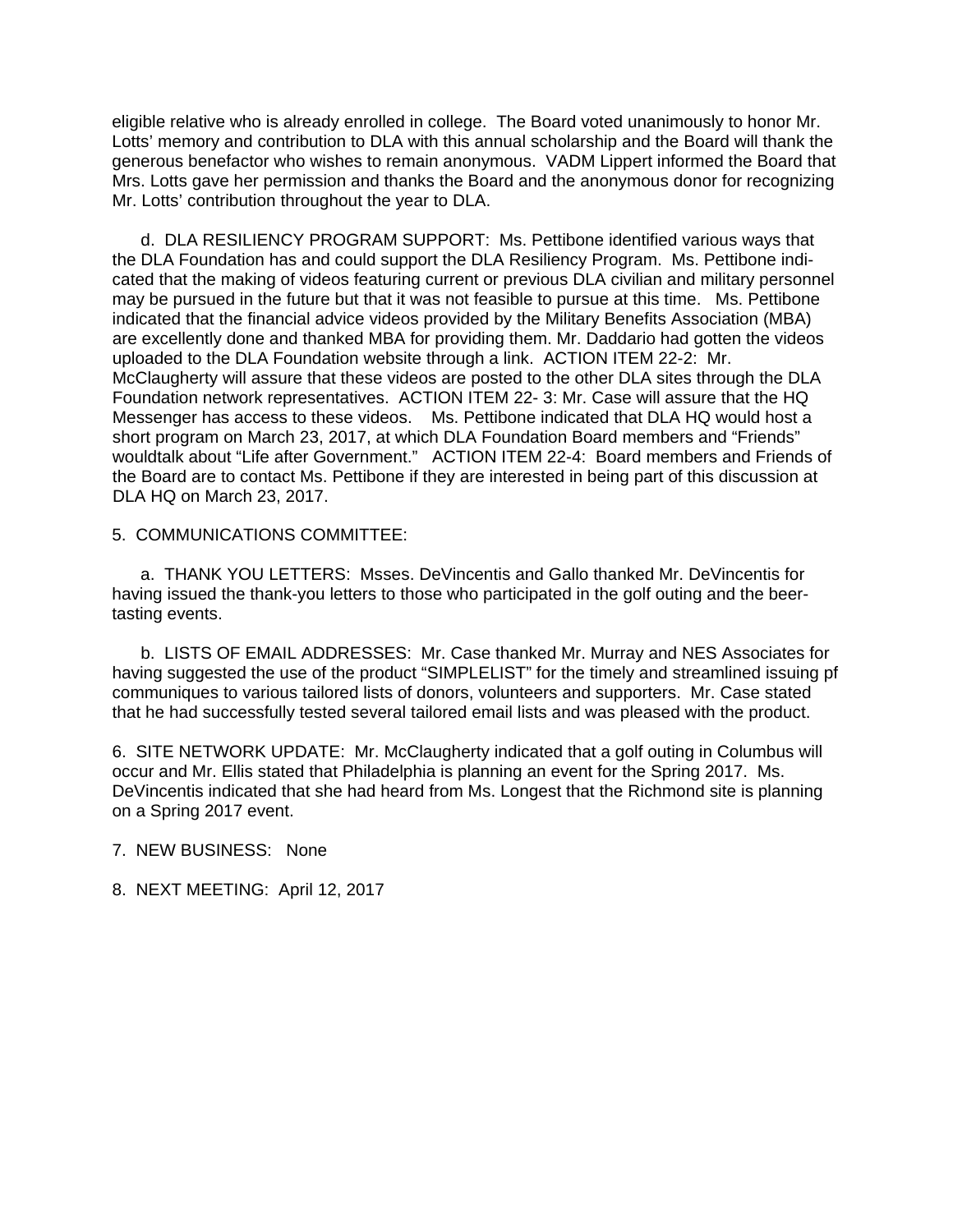eligible relative who is already enrolled in college. The Board voted unanimously to honor Mr. Lotts' memory and contribution to DLA with this annual scholarship and the Board will thank the generous benefactor who wishes to remain anonymous. VADM Lippert informed the Board that Mrs. Lotts gave her permission and thanks the Board and the anonymous donor for recognizing Mr. Lotts' contribution throughout the year to DLA.

d. DLA RESILIENCY PROGRAM SUPPORT: Ms. Pettibone identified various ways that the DLA Foundation has and could support the DLA Resiliency Program. Ms. Pettibone indicated that the making of videos featuring current or previous DLA civilian and military personnel may be pursued in the future but that it was not feasible to pursue at this time. Ms. Pettibone indicated that the financial advice videos provided by the Military Benefits Association (MBA) are excellently done and thanked MBA for providing them. Mr. Daddario had gotten the videos uploaded to the DLA Foundation website through a link. ACTION ITEM 22-2: Mr. McClaugherty will assure that these videos are posted to the other DLA sites through the DLA Foundation network representatives. ACTION ITEM 22- 3: Mr. Case will assure that the HQ Messenger has access to these videos. Ms. Pettibone indicated that DLA HQ would host a short program on March 23, 2017, at which DLA Foundation Board members and "Friends" wouldtalk about "Life after Government." ACTION ITEM 22-4: Board members and Friends of the Board are to contact Ms. Pettibone if they are interested in being part of this discussion at DLA HQ on March 23, 2017.

5. COMMUNICATIONS COMMITTEE:

a. THANK YOU LETTERS: Msses. DeVincentis and Gallo thanked Mr. DeVincentis for having issued the thank-you letters to those who participated in the golf outing and the beer-tasting events.

b. LISTS OF EMAIL ADDRESSES: Mr. Case thanked Mr. Murray and NES Associates for having suggested the use of the product "SIMPLELIST" for the timely and streamlined issuing pf communiques to various tailored lists of donors, volunteers and supporters. Mr. Case stated that he had successfully tested several tailored email lists and was pleased with the product.

6. SITE NETWORK UPDATE: Mr. McClaugherty indicated that a golf outing in Columbus will occur and Mr. Ellis stated that Philadelphia is planning an event for the Spring 2017. Ms. DeVincentis indicated that she had heard from Ms. Longest that the Richmond site is planning on a Spring 2017 event.

7. NEW BUSINESS: None

8. NEXT MEETING: April 12, 2017